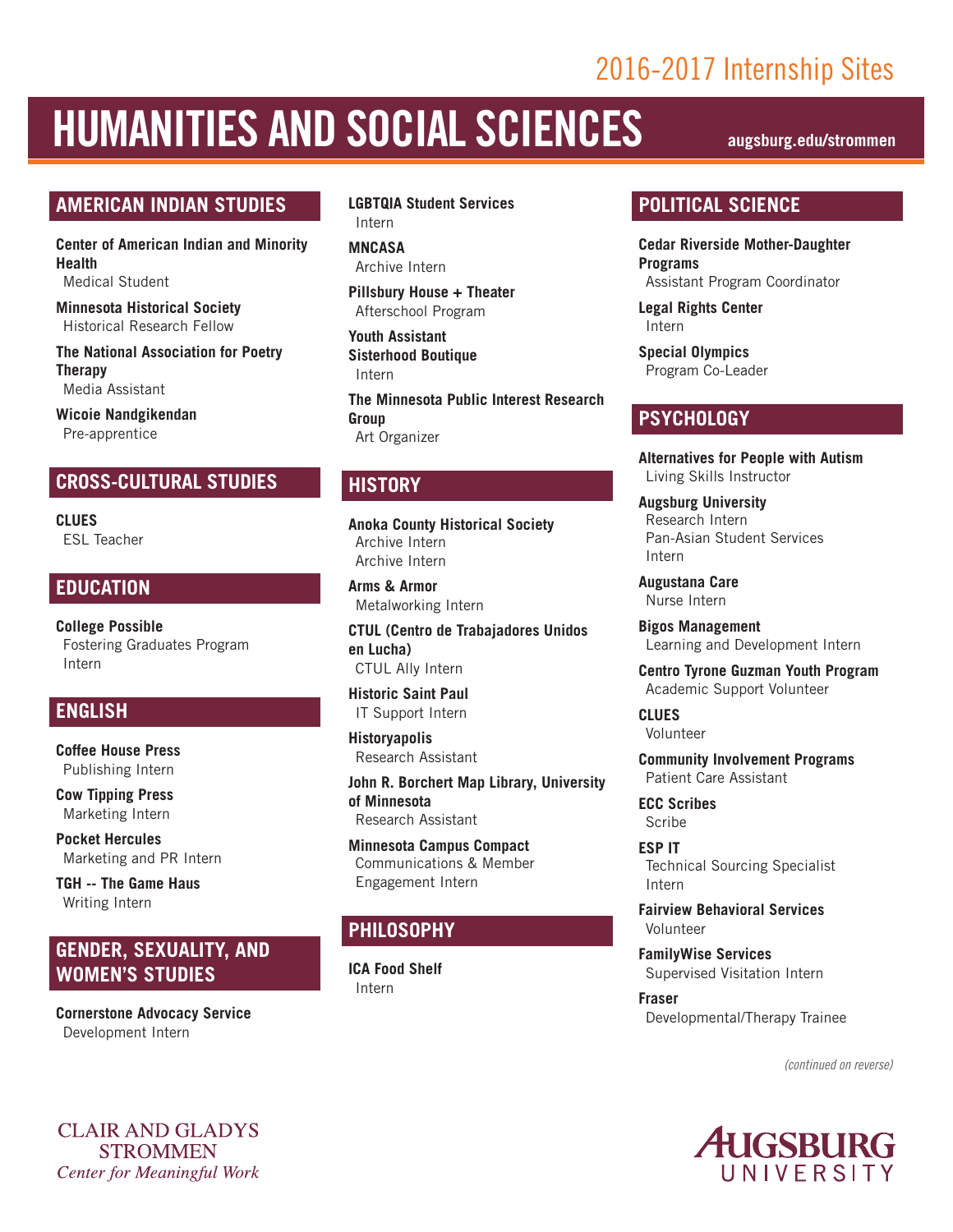2016-2017 Internship Sites

# HUMANITIES AND SOCIAL SCIENCES

augsburg.edu/strommen

## AMERICAN INDIAN STUDIES

**Center of American Indian and Minority Health**
Medical Student

**Minnesota Historical Society**
Historical Research Fellow

**The National Association for Poetry Therapy**
Media Assistant

**Wicoie Nandgikendan**
Pre-apprentice

## CROSS-CULTURAL STUDIES

**CLUES**
ESL Teacher

## EDUCATION

**College Possible**
Fostering Graduates Program Intern

## ENGLISH

**Coffee House Press**
Publishing Intern

**Cow Tipping Press**
Marketing Intern

**Pocket Hercules**
Marketing and PR Intern

**TGH -- The Game Haus**
Writing Intern

## GENDER, SEXUALITY, AND WOMEN'S STUDIES

**Cornerstone Advocacy Service**
Development Intern

**LGBTQIA Student Services**
Intern

**MNCASA**
Archive Intern

**Pillsbury House + Theater**
Afterschool Program

**Youth Assistant Sisterhood Boutique**
Intern

**The Minnesota Public Interest Research Group**
Art Organizer

## HISTORY

**Anoka County Historical Society**
Archive Intern
Archive Intern

**Arms & Armor**
Metalworking Intern

**CTUL (Centro de Trabajadores Unidos en Lucha)**
CTUL Ally Intern

**Historic Saint Paul**
IT Support Intern

**Historyapolis**
Research Assistant

**John R. Borchert Map Library, University of Minnesota**
Research Assistant

**Minnesota Campus Compact**
Communications & Member Engagement Intern

## PHILOSOPHY

**ICA Food Shelf**
Intern

## POLITICAL SCIENCE

**Cedar Riverside Mother-Daughter Programs**
Assistant Program Coordinator

**Legal Rights Center**
Intern

**Special Olympics**
Program Co-Leader

## PSYCHOLOGY

**Alternatives for People with Autism**
Living Skills Instructor

**Augsburg University**
Research Intern
Pan-Asian Student Services Intern

**Augustana Care**
Nurse Intern

**Bigos Management**
Learning and Development Intern

**Centro Tyrone Guzman Youth Program**
Academic Support Volunteer

**CLUES**
Volunteer

**Community Involvement Programs**
Patient Care Assistant

**ECC Scribes**
Scribe

**ESP IT**
Technical Sourcing Specialist Intern

**Fairview Behavioral Services**
Volunteer

**FamilyWise Services**
Supervised Visitation Intern

**Fraser**
Developmental/Therapy Trainee

*(continued on reverse)*

CLAIR AND GLADYS STROMMEN
*Center for Meaningful Work*

AUGSBURG UNIVERSITY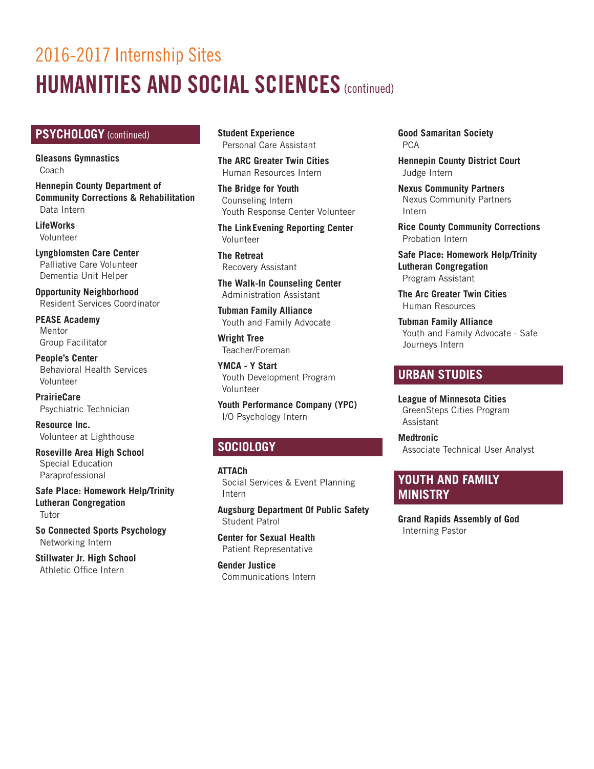# 2016-2017 Internship Sites

# HUMANITIES AND SOCIAL SCIENCES (continued)

## PSYCHOLOGY (continued)

**Gleasons Gymnastics**
Coach

**Hennepin County Department of Community Corrections & Rehabilitation**
Data Intern

**LifeWorks**
Volunteer

**Lyngblomsten Care Center**
Palliative Care Volunteer
Dementia Unit Helper

**Opportunity Neighborhood**
Resident Services Coordinator

**PEASE Academy**
Mentor
Group Facilitator

**People's Center**
Behavioral Health Services Volunteer

**PrairieCare**
Psychiatric Technician

**Resource Inc.**
Volunteer at Lighthouse

**Roseville Area High School**
Special Education Paraprofessional

**Safe Place: Homework Help/Trinity Lutheran Congregation**
Tutor

**So Connected Sports Psychology**
Networking Intern

**Stillwater Jr. High School**
Athletic Office Intern

**Student Experience**
Personal Care Assistant

**The ARC Greater Twin Cities**
Human Resources Intern

**The Bridge for Youth**
Counseling Intern
Youth Response Center Volunteer

**The Link Evening Reporting Center**
Volunteer

**The Retreat**
Recovery Assistant

**The Walk-In Counseling Center**
Administration Assistant

**Tubman Family Alliance**
Youth and Family Advocate

**Wright Tree**
Teacher/Foreman

**YMCA - Y Start**
Youth Development Program Volunteer

**Youth Performance Company (YPC)**
I/O Psychology Intern

## SOCIOLOGY

**ATTACh**
Social Services & Event Planning Intern

**Augsburg Department Of Public Safety**
Student Patrol

**Center for Sexual Health**
Patient Representative

**Gender Justice**
Communications Intern

**Good Samaritan Society**
PCA

**Hennepin County District Court**
Judge Intern

**Nexus Community Partners**
Nexus Community Partners Intern

**Rice County Community Corrections**
Probation Intern

**Safe Place: Homework Help/Trinity Lutheran Congregation**
Program Assistant

**The Arc Greater Twin Cities**
Human Resources

**Tubman Family Alliance**
Youth and Family Advocate - Safe Journeys Intern

## URBAN STUDIES

**League of Minnesota Cities**
GreenSteps Cities Program Assistant

**Medtronic**
Associate Technical User Analyst

## YOUTH AND FAMILY MINISTRY

**Grand Rapids Assembly of God**
Interning Pastor